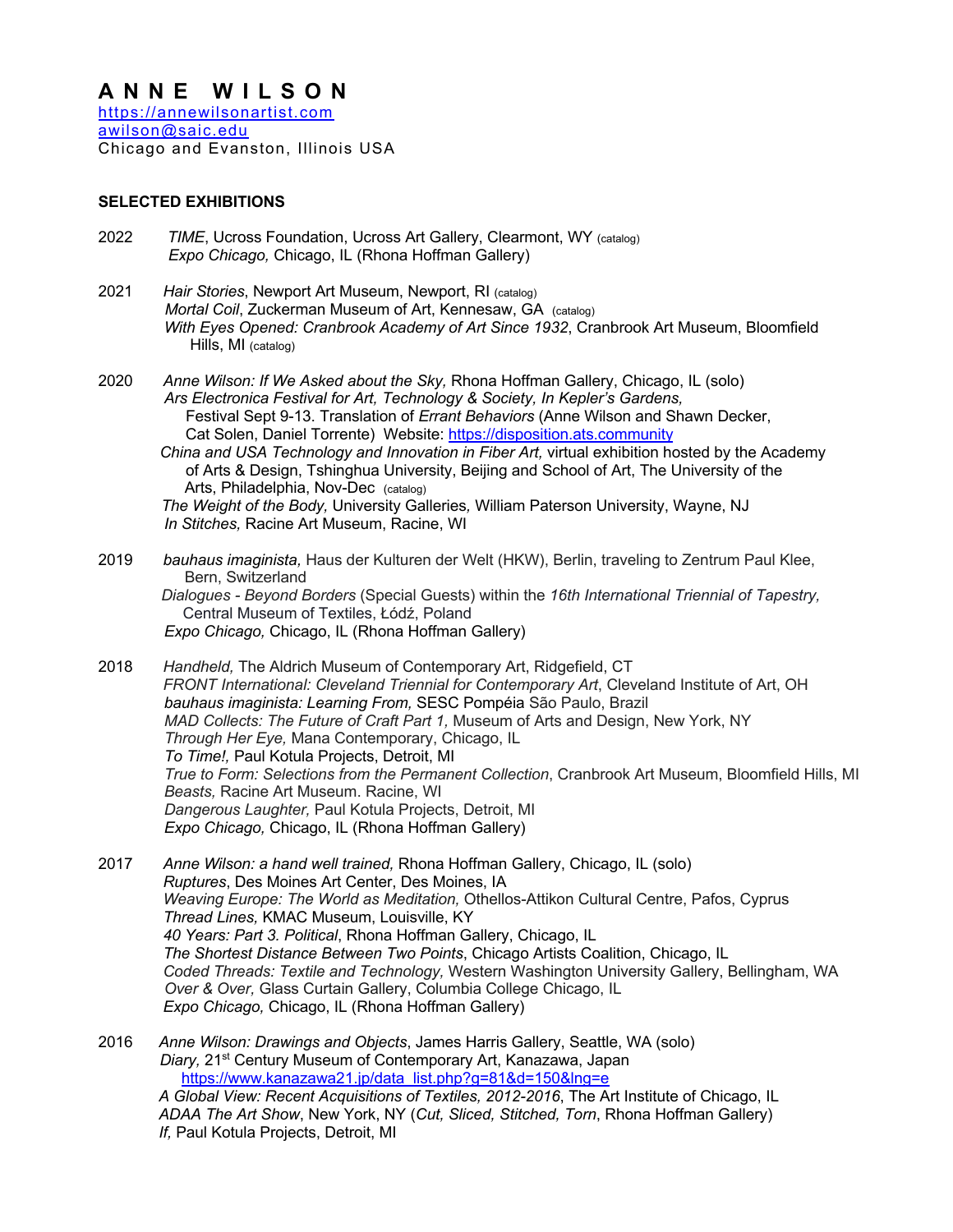# A N N E W I L S O N

https://annewilsonartist.com
awilson@saic.edu
Chicago and Evanston, Illinois USA

## SELECTED EXHIBITIONS

**2022**

*TIME*, Ucross Foundation, Ucross Art Gallery, Clearmont, WY (catalog)
*Expo Chicago,* Chicago, IL (Rhona Hoffman Gallery)

**2021**

*Hair Stories*, Newport Art Museum, Newport, RI (catalog)
*Mortal Coil*, Zuckerman Museum of Art, Kennesaw, GA (catalog)
*With Eyes Opened: Cranbrook Academy of Art Since 1932*, Cranbrook Art Museum, Bloomfield Hills, MI (catalog)

**2020**

*Anne Wilson: If We Asked about the Sky,* Rhona Hoffman Gallery, Chicago, IL (solo)
*Ars Electronica Festival for Art, Technology & Society, In Kepler's Gardens,* Festival Sept 9-13. Translation of *Errant Behaviors* (Anne Wilson and Shawn Decker, Cat Solen, Daniel Torrente) Website: https://disposition.ats.community
*China and USA Technology and Innovation in Fiber Art,* virtual exhibition hosted by the Academy of Arts & Design, Tshinghua University, Beijing and School of Art, The University of the Arts, Philadelphia, Nov-Dec (catalog)
*The Weight of the Body,* University Galleries, William Paterson University, Wayne, NJ
*In Stitches,* Racine Art Museum, Racine, WI

**2019**

*bauhaus imaginista,* Haus der Kulturen der Welt (HKW), Berlin, traveling to Zentrum Paul Klee, Bern, Switzerland
*Dialogues - Beyond Borders* (Special Guests) within the *16th International Triennial of Tapestry,* Central Museum of Textiles, Łódź, Poland
*Expo Chicago,* Chicago, IL (Rhona Hoffman Gallery)

**2018**

*Handheld,* The Aldrich Museum of Contemporary Art, Ridgefield, CT
*FRONT International: Cleveland Triennial for Contemporary Art*, Cleveland Institute of Art, OH
*bauhaus imaginista: Learning From,* SESC Pompéia São Paulo, Brazil
*MAD Collects: The Future of Craft Part 1,* Museum of Arts and Design, New York, NY
*Through Her Eye,* Mana Contemporary, Chicago, IL
*To Time!,* Paul Kotula Projects, Detroit, MI
*True to Form: Selections from the Permanent Collection*, Cranbrook Art Museum, Bloomfield Hills, MI
*Beasts,* Racine Art Museum. Racine, WI
*Dangerous Laughter,* Paul Kotula Projects, Detroit, MI
*Expo Chicago,* Chicago, IL (Rhona Hoffman Gallery)

**2017**

*Anne Wilson: a hand well trained,* Rhona Hoffman Gallery, Chicago, IL (solo)
*Ruptures*, Des Moines Art Center, Des Moines, IA
*Weaving Europe: The World as Meditation,* Othellos-Attikon Cultural Centre, Pafos, Cyprus
*Thread Lines,* KMAC Museum, Louisville, KY
*40 Years: Part 3. Political*, Rhona Hoffman Gallery, Chicago, IL
*The Shortest Distance Between Two Points*, Chicago Artists Coalition, Chicago, IL
*Coded Threads: Textile and Technology,* Western Washington University Gallery, Bellingham, WA
*Over & Over,* Glass Curtain Gallery, Columbia College Chicago, IL
*Expo Chicago,* Chicago, IL (Rhona Hoffman Gallery)

**2016**

*Anne Wilson: Drawings and Objects*, James Harris Gallery, Seattle, WA (solo)
*Diary,* 21st Century Museum of Contemporary Art, Kanazawa, Japan
https://www.kanazawa21.jp/data_list.php?g=81&d=150&lng=e
*A Global View: Recent Acquisitions of Textiles, 2012-2016*, The Art Institute of Chicago, IL
*ADAA The Art Show*, New York, NY (*Cut, Sliced, Stitched, Torn*, Rhona Hoffman Gallery)
*If,* Paul Kotula Projects, Detroit, MI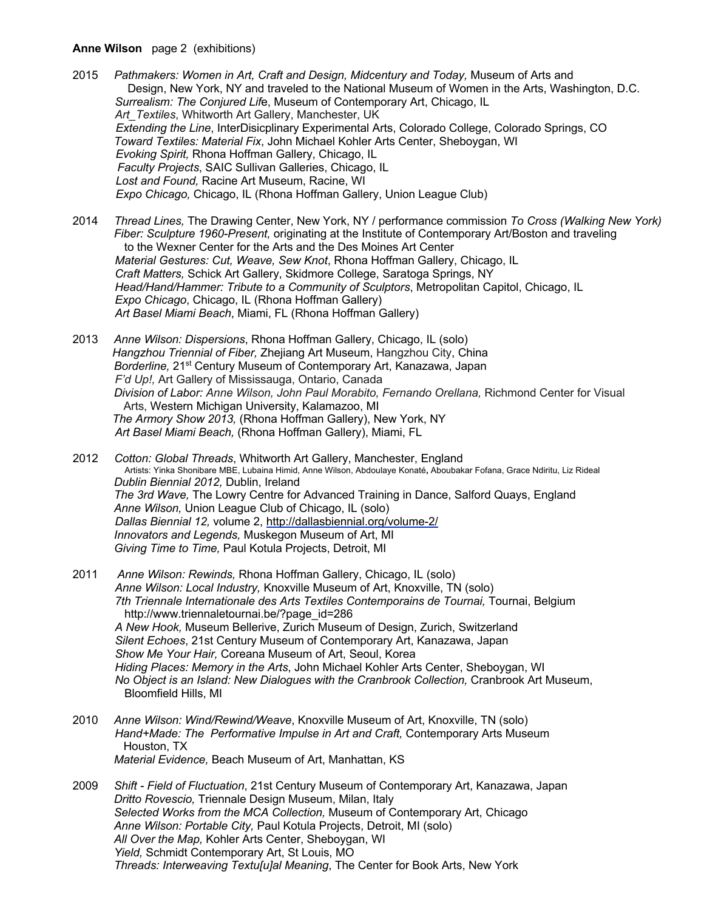2015 *Pathmakers: Women in Art, Craft and Design, Midcentury and Today,* Museum of Arts and Design, New York, NY and traveled to the National Museum of Women in the Arts, Washington, D.C.
*Surrealism: The Conjured Life*, Museum of Contemporary Art, Chicago, IL
*Art_Textiles*, Whitworth Art Gallery, Manchester, UK
*Extending the Line*, InterDisicplinary Experimental Arts, Colorado College, Colorado Springs, CO
*Toward Textiles: Material Fix*, John Michael Kohler Arts Center, Sheboygan, WI
*Evoking Spirit,* Rhona Hoffman Gallery, Chicago, IL
*Faculty Projects*, SAIC Sullivan Galleries, Chicago, IL
*Lost and Found,* Racine Art Museum, Racine, WI
*Expo Chicago,* Chicago, IL (Rhona Hoffman Gallery, Union League Club)

2014 *Thread Lines,* The Drawing Center, New York, NY / performance commission *To Cross (Walking New York)*
*Fiber: Sculpture 1960-Present,* originating at the Institute of Contemporary Art/Boston and traveling to the Wexner Center for the Arts and the Des Moines Art Center
*Material Gestures: Cut, Weave, Sew Knot*, Rhona Hoffman Gallery, Chicago, IL
*Craft Matters,* Schick Art Gallery, Skidmore College, Saratoga Springs, NY
*Head/Hand/Hammer: Tribute to a Community of Sculptors*, Metropolitan Capitol, Chicago, IL
*Expo Chicago*, Chicago, IL (Rhona Hoffman Gallery)
*Art Basel Miami Beach*, Miami, FL (Rhona Hoffman Gallery)

2013 *Anne Wilson: Dispersions*, Rhona Hoffman Gallery, Chicago, IL (solo)
*Hangzhou Triennial of Fiber,* Zhejiang Art Museum, Hangzhou City, China
*Borderline,* 21st Century Museum of Contemporary Art, Kanazawa, Japan
*F'd Up!,* Art Gallery of Mississauga, Ontario, Canada
*Division of Labor: Anne Wilson, John Paul Morabito, Fernando Orellana,* Richmond Center for Visual Arts, Western Michigan University, Kalamazoo, MI
*The Armory Show 2013,* (Rhona Hoffman Gallery), New York, NY
*Art Basel Miami Beach,* (Rhona Hoffman Gallery), Miami, FL

2012 *Cotton: Global Threads*, Whitworth Art Gallery, Manchester, England
Artists: Yinka Shonibare MBE, Lubaina Himid, Anne Wilson, Abdoulaye Konaté, Aboubakar Fofana, Grace Ndiritu, Liz Rideal
*Dublin Biennial 2012,* Dublin, Ireland
*The 3rd Wave,* The Lowry Centre for Advanced Training in Dance, Salford Quays, England
*Anne Wilson,* Union League Club of Chicago, IL (solo)
*Dallas Biennial 12,* volume 2, http://dallasbiennial.org/volume-2/
*Innovators and Legends,* Muskegon Museum of Art, MI
*Giving Time to Time,* Paul Kotula Projects, Detroit, MI

2011 *Anne Wilson: Rewinds,* Rhona Hoffman Gallery, Chicago, IL (solo)
*Anne Wilson: Local Industry,* Knoxville Museum of Art, Knoxville, TN (solo)
*7th Triennale Internationale des Arts Textiles Contemporains de Tournai,* Tournai, Belgium http://www.triennaletournai.be/?page_id=286
*A New Hook,* Museum Bellerive, Zurich Museum of Design, Zurich, Switzerland
*Silent Echoes*, 21st Century Museum of Contemporary Art, Kanazawa, Japan
*Show Me Your Hair,* Coreana Museum of Art, Seoul, Korea
*Hiding Places: Memory in the Arts*, John Michael Kohler Arts Center, Sheboygan, WI
*No Object is an Island: New Dialogues with the Cranbrook Collection,* Cranbrook Art Museum, Bloomfield Hills, MI

2010 *Anne Wilson: Wind/Rewind/Weave*, Knoxville Museum of Art, Knoxville, TN (solo)
*Hand+Made: The Performative Impulse in Art and Craft,* Contemporary Arts Museum Houston, TX
*Material Evidence,* Beach Museum of Art, Manhattan, KS

2009 *Shift - Field of Fluctuation*, 21st Century Museum of Contemporary Art, Kanazawa, Japan
*Dritto Rovescio,* Triennale Design Museum, Milan, Italy
*Selected Works from the MCA Collection,* Museum of Contemporary Art, Chicago
*Anne Wilson: Portable City,* Paul Kotula Projects, Detroit, MI (solo)
*All Over the Map,* Kohler Arts Center, Sheboygan, WI
*Yield,* Schmidt Contemporary Art, St Louis, MO
*Threads: Interweaving Textu[u]al Meaning*, The Center for Book Arts, New York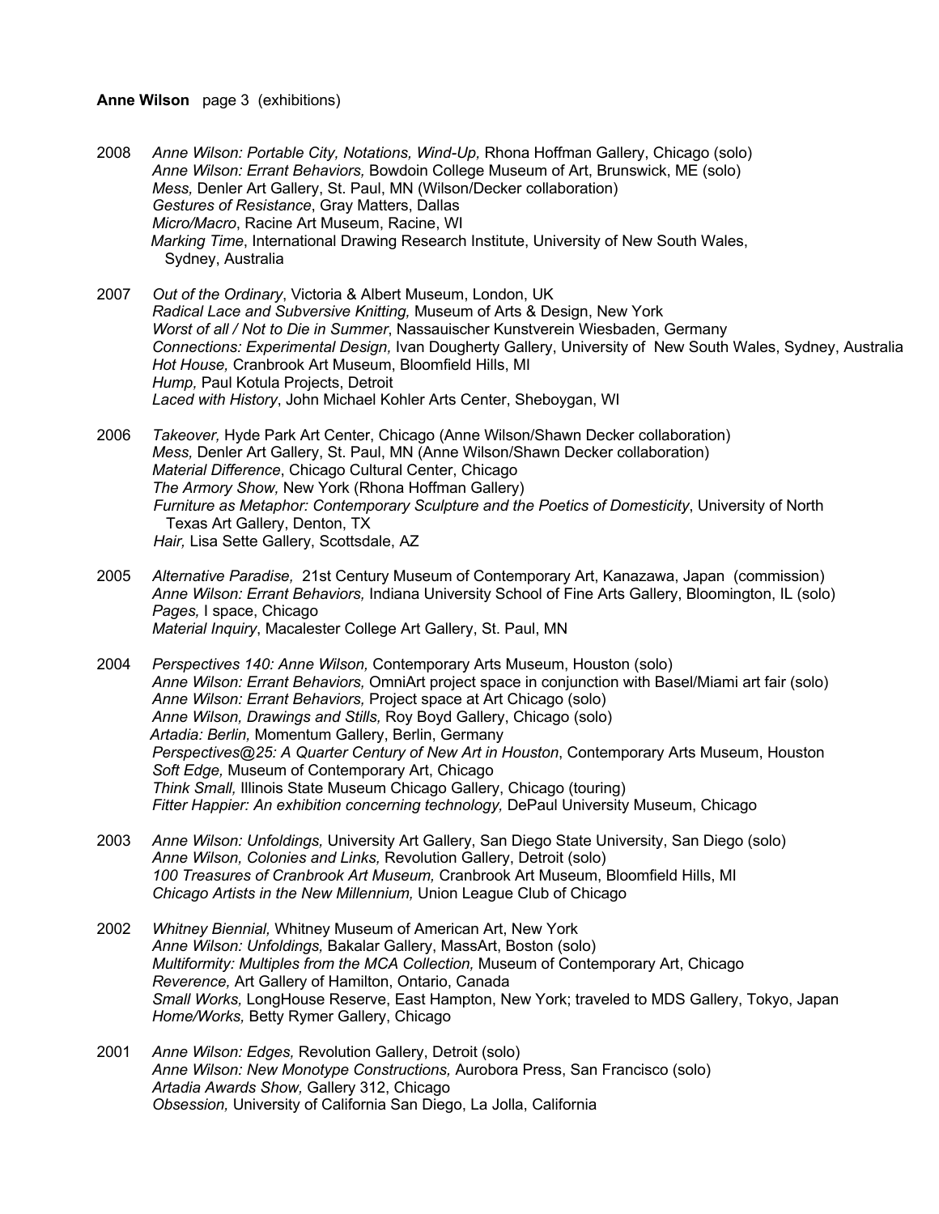**Anne Wilson** page 3 (exhibitions)

2008 *Anne Wilson: Portable City, Notations, Wind-Up,* Rhona Hoffman Gallery, Chicago (solo)
*Anne Wilson: Errant Behaviors,* Bowdoin College Museum of Art, Brunswick, ME (solo)
*Mess,* Denler Art Gallery, St. Paul, MN (Wilson/Decker collaboration)
*Gestures of Resistance*, Gray Matters, Dallas
*Micro/Macro*, Racine Art Museum, Racine, WI
*Marking Time*, International Drawing Research Institute, University of New South Wales, Sydney, Australia

2007 *Out of the Ordinary*, Victoria & Albert Museum, London, UK
*Radical Lace and Subversive Knitting,* Museum of Arts & Design, New York
*Worst of all / Not to Die in Summer*, Nassauischer Kunstverein Wiesbaden, Germany
*Connections: Experimental Design,* Ivan Dougherty Gallery, University of New South Wales, Sydney, Australia
*Hot House,* Cranbrook Art Museum, Bloomfield Hills, MI
*Hump,* Paul Kotula Projects, Detroit
*Laced with History*, John Michael Kohler Arts Center, Sheboygan, WI

2006 *Takeover,* Hyde Park Art Center, Chicago (Anne Wilson/Shawn Decker collaboration)
*Mess,* Denler Art Gallery, St. Paul, MN (Anne Wilson/Shawn Decker collaboration)
*Material Difference*, Chicago Cultural Center, Chicago
*The Armory Show,* New York (Rhona Hoffman Gallery)
*Furniture as Metaphor: Contemporary Sculpture and the Poetics of Domesticity*, University of North Texas Art Gallery, Denton, TX
*Hair,* Lisa Sette Gallery, Scottsdale, AZ

2005 *Alternative Paradise,* 21st Century Museum of Contemporary Art, Kanazawa, Japan (commission)
*Anne Wilson: Errant Behaviors,* Indiana University School of Fine Arts Gallery, Bloomington, IL (solo)
*Pages,* I space, Chicago
*Material Inquiry*, Macalester College Art Gallery, St. Paul, MN

2004 *Perspectives 140: Anne Wilson,* Contemporary Arts Museum, Houston (solo)
*Anne Wilson: Errant Behaviors,* OmniArt project space in conjunction with Basel/Miami art fair (solo)
*Anne Wilson: Errant Behaviors,* Project space at Art Chicago (solo)
*Anne Wilson, Drawings and Stills,* Roy Boyd Gallery, Chicago (solo)
*Artadia: Berlin,* Momentum Gallery, Berlin, Germany
*Perspectives@25: A Quarter Century of New Art in Houston*, Contemporary Arts Museum, Houston
*Soft Edge,* Museum of Contemporary Art, Chicago
*Think Small,* Illinois State Museum Chicago Gallery, Chicago (touring)
*Fitter Happier: An exhibition concerning technology,* DePaul University Museum, Chicago

2003 *Anne Wilson: Unfoldings,* University Art Gallery, San Diego State University, San Diego (solo)
*Anne Wilson, Colonies and Links,* Revolution Gallery, Detroit (solo)
*100 Treasures of Cranbrook Art Museum,* Cranbrook Art Museum, Bloomfield Hills, MI
*Chicago Artists in the New Millennium,* Union League Club of Chicago

2002 *Whitney Biennial,* Whitney Museum of American Art, New York
*Anne Wilson: Unfoldings,* Bakalar Gallery, MassArt, Boston (solo)
*Multiformity: Multiples from the MCA Collection,* Museum of Contemporary Art, Chicago
*Reverence,* Art Gallery of Hamilton, Ontario, Canada
*Small Works,* LongHouse Reserve, East Hampton, New York; traveled to MDS Gallery, Tokyo, Japan
*Home/Works,* Betty Rymer Gallery, Chicago

2001 *Anne Wilson: Edges,* Revolution Gallery, Detroit (solo)
*Anne Wilson: New Monotype Constructions,* Aurobora Press, San Francisco (solo)
*Artadia Awards Show,* Gallery 312, Chicago
*Obsession,* University of California San Diego, La Jolla, California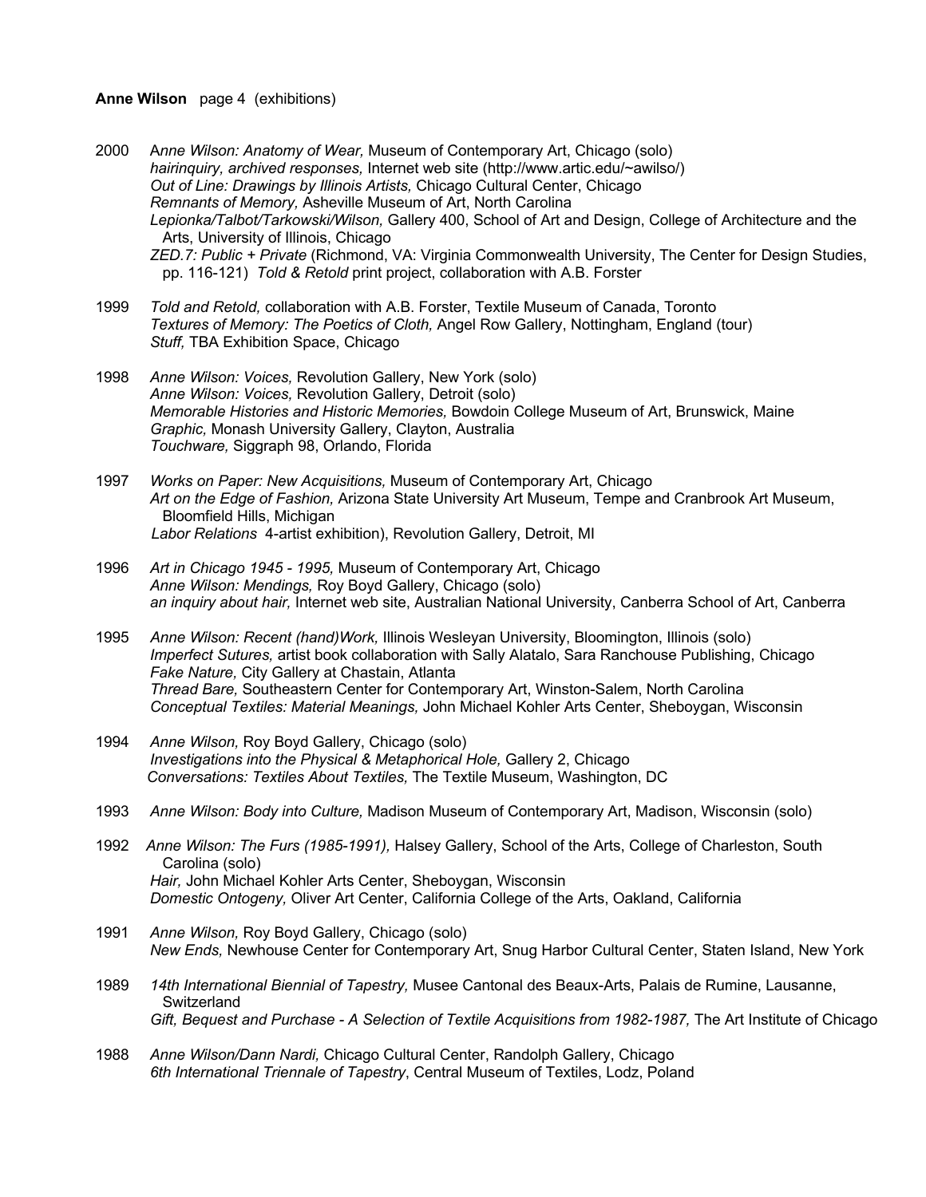**Anne Wilson** page 4 (exhibitions)

2000 *Anne Wilson: Anatomy of Wear,* Museum of Contemporary Art, Chicago (solo)
*hairinquiry, archived responses,* Internet web site (http://www.artic.edu/~awilso/)
*Out of Line: Drawings by Illinois Artists,* Chicago Cultural Center, Chicago
*Remnants of Memory,* Asheville Museum of Art, North Carolina
*Lepionka/Talbot/Tarkowski/Wilson,* Gallery 400, School of Art and Design, College of Architecture and the Arts, University of Illinois, Chicago
*ZED.7: Public + Private* (Richmond, VA: Virginia Commonwealth University, The Center for Design Studies, pp. 116-121) *Told & Retold* print project, collaboration with A.B. Forster

1999 *Told and Retold,* collaboration with A.B. Forster, Textile Museum of Canada, Toronto
*Textures of Memory: The Poetics of Cloth,* Angel Row Gallery, Nottingham, England (tour)
*Stuff,* TBA Exhibition Space, Chicago

1998 *Anne Wilson: Voices,* Revolution Gallery, New York (solo)
*Anne Wilson: Voices,* Revolution Gallery, Detroit (solo)
*Memorable Histories and Historic Memories,* Bowdoin College Museum of Art, Brunswick, Maine
*Graphic,* Monash University Gallery, Clayton, Australia
*Touchware,* Siggraph 98, Orlando, Florida

1997 *Works on Paper: New Acquisitions,* Museum of Contemporary Art, Chicago
*Art on the Edge of Fashion,* Arizona State University Art Museum, Tempe and Cranbrook Art Museum, Bloomfield Hills, Michigan
*Labor Relations* 4-artist exhibition), Revolution Gallery, Detroit, MI

1996 *Art in Chicago 1945 - 1995,* Museum of Contemporary Art, Chicago
*Anne Wilson: Mendings,* Roy Boyd Gallery, Chicago (solo)
*an inquiry about hair,* Internet web site, Australian National University, Canberra School of Art, Canberra

1995 *Anne Wilson: Recent (hand)Work,* Illinois Wesleyan University, Bloomington, Illinois (solo)
*Imperfect Sutures,* artist book collaboration with Sally Alatalo, Sara Ranchouse Publishing, Chicago
*Fake Nature,* City Gallery at Chastain, Atlanta
*Thread Bare,* Southeastern Center for Contemporary Art, Winston-Salem, North Carolina
*Conceptual Textiles: Material Meanings,* John Michael Kohler Arts Center, Sheboygan, Wisconsin

1994 *Anne Wilson,* Roy Boyd Gallery, Chicago (solo)
*Investigations into the Physical & Metaphorical Hole,* Gallery 2, Chicago
*Conversations: Textiles About Textiles,* The Textile Museum, Washington, DC

1993 *Anne Wilson: Body into Culture,* Madison Museum of Contemporary Art, Madison, Wisconsin (solo)

1992 *Anne Wilson: The Furs (1985-1991),* Halsey Gallery, School of the Arts, College of Charleston, South Carolina (solo)
*Hair,* John Michael Kohler Arts Center, Sheboygan, Wisconsin
*Domestic Ontogeny,* Oliver Art Center, California College of the Arts, Oakland, California

1991 *Anne Wilson,* Roy Boyd Gallery, Chicago (solo)
*New Ends,* Newhouse Center for Contemporary Art, Snug Harbor Cultural Center, Staten Island, New York

1989 *14th International Biennial of Tapestry,* Musee Cantonal des Beaux-Arts, Palais de Rumine, Lausanne, Switzerland
*Gift, Bequest and Purchase - A Selection of Textile Acquisitions from 1982-1987,* The Art Institute of Chicago

1988 *Anne Wilson/Dann Nardi,* Chicago Cultural Center, Randolph Gallery, Chicago
*6th International Triennale of Tapestry*, Central Museum of Textiles, Lodz, Poland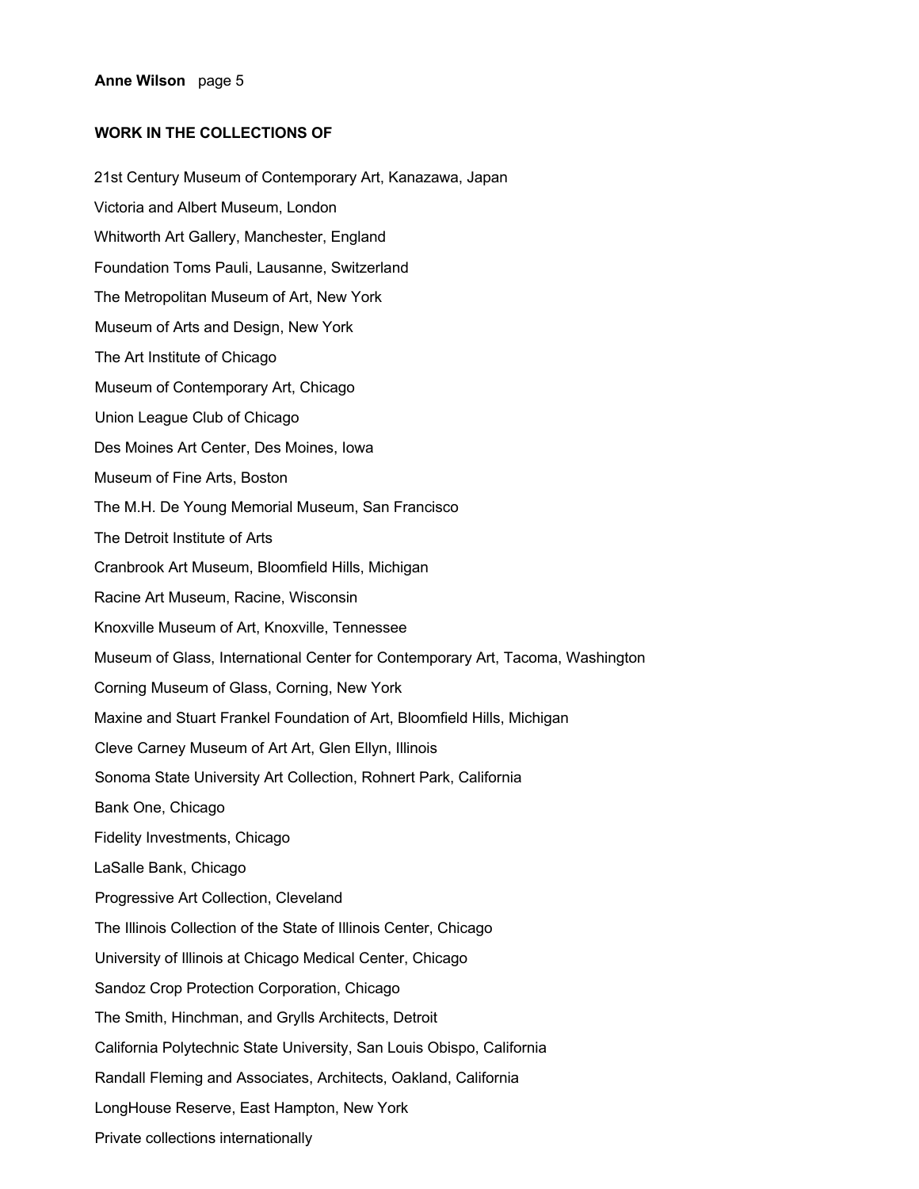**WORK IN THE COLLECTIONS OF**

21st Century Museum of Contemporary Art, Kanazawa, Japan

Victoria and Albert Museum, London

Whitworth Art Gallery, Manchester, England

Foundation Toms Pauli, Lausanne, Switzerland

The Metropolitan Museum of Art, New York

Museum of Arts and Design, New York

The Art Institute of Chicago

Museum of Contemporary Art, Chicago

Union League Club of Chicago

Des Moines Art Center, Des Moines, Iowa

Museum of Fine Arts, Boston

The M.H. De Young Memorial Museum, San Francisco

The Detroit Institute of Arts

Cranbrook Art Museum, Bloomfield Hills, Michigan

Racine Art Museum, Racine, Wisconsin

Knoxville Museum of Art, Knoxville, Tennessee

Museum of Glass, International Center for Contemporary Art, Tacoma, Washington

Corning Museum of Glass, Corning, New York

Maxine and Stuart Frankel Foundation of Art, Bloomfield Hills, Michigan

Cleve Carney Museum of Art Art, Glen Ellyn, Illinois

Sonoma State University Art Collection, Rohnert Park, California

Bank One, Chicago

Fidelity Investments, Chicago

LaSalle Bank, Chicago

Progressive Art Collection, Cleveland

The Illinois Collection of the State of Illinois Center, Chicago

University of Illinois at Chicago Medical Center, Chicago

Sandoz Crop Protection Corporation, Chicago

The Smith, Hinchman, and Grylls Architects, Detroit

California Polytechnic State University, San Louis Obispo, California

Randall Fleming and Associates, Architects, Oakland, California

LongHouse Reserve, East Hampton, New York

Private collections internationally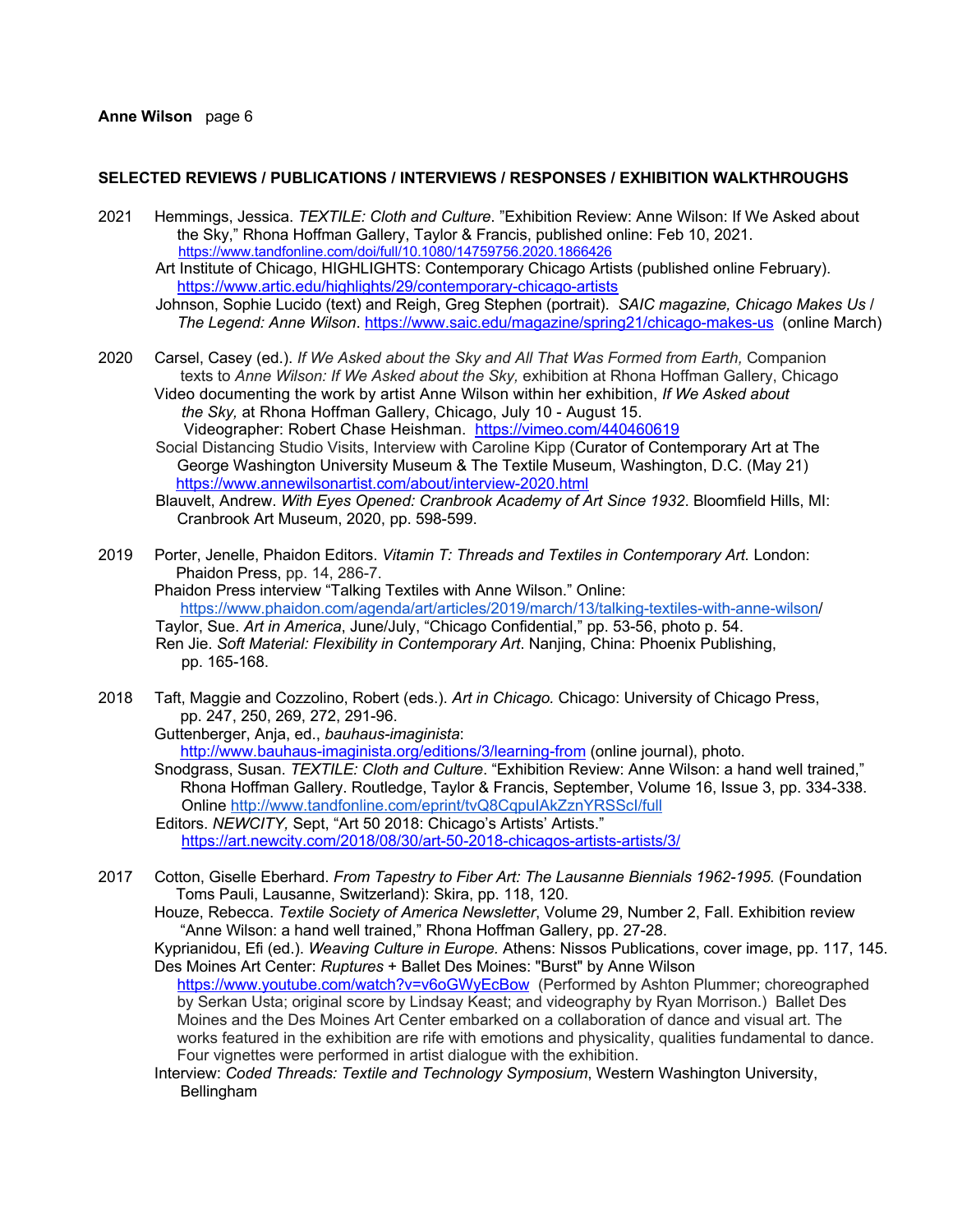## SELECTED REVIEWS / PUBLICATIONS / INTERVIEWS / RESPONSES / EXHIBITION WALKTHROUGHS

**2021**

Hemmings, Jessica. *TEXTILE: Cloth and Culture*. "Exhibition Review: Anne Wilson: If We Asked about the Sky," Rhona Hoffman Gallery, Taylor & Francis, published online: Feb 10, 2021. https://www.tandfonline.com/doi/full/10.1080/14759756.2020.1866426

Art Institute of Chicago, HIGHLIGHTS: Contemporary Chicago Artists (published online February). https://www.artic.edu/highlights/29/contemporary-chicago-artists

Johnson, Sophie Lucido (text) and Reigh, Greg Stephen (portrait). *SAIC magazine, Chicago Makes Us / The Legend: Anne Wilson*. https://www.saic.edu/magazine/spring21/chicago-makes-us (online March)

**2020**

Carsel, Casey (ed.). *If We Asked about the Sky and All That Was Formed from Earth,* Companion texts to *Anne Wilson: If We Asked about the Sky,* exhibition at Rhona Hoffman Gallery, Chicago

Video documenting the work by artist Anne Wilson within her exhibition, *If We Asked about the Sky,* at Rhona Hoffman Gallery, Chicago, July 10 - August 15. Videographer: Robert Chase Heishman. https://vimeo.com/440460619

Social Distancing Studio Visits, Interview with Caroline Kipp (Curator of Contemporary Art at The George Washington University Museum & The Textile Museum, Washington, D.C. (May 21) https://www.annewilsonartist.com/about/interview-2020.html

Blauvelt, Andrew. *With Eyes Opened: Cranbrook Academy of Art Since 1932*. Bloomfield Hills, MI: Cranbrook Art Museum, 2020, pp. 598-599.

**2019**

Porter, Jenelle, Phaidon Editors. *Vitamin T: Threads and Textiles in Contemporary Art*. London: Phaidon Press, pp. 14, 286-7.

Phaidon Press interview "Talking Textiles with Anne Wilson." Online: https://www.phaidon.com/agenda/art/articles/2019/march/13/talking-textiles-with-anne-wilson/

Taylor, Sue. *Art in America*, June/July, "Chicago Confidential," pp. 53-56, photo p. 54.

Ren Jie. *Soft Material: Flexibility in Contemporary Art*. Nanjing, China: Phoenix Publishing, pp. 165-168.

**2018**

Taft, Maggie and Cozzolino, Robert (eds.). *Art in Chicago.* Chicago: University of Chicago Press, pp. 247, 250, 269, 272, 291-96.

Guttenberger, Anja, ed., *bauhaus-imaginista*: http://www.bauhaus-imaginista.org/editions/3/learning-from (online journal), photo.

Snodgrass, Susan. *TEXTILE: Cloth and Culture*. "Exhibition Review: Anne Wilson: a hand well trained," Rhona Hoffman Gallery. Routledge, Taylor & Francis, September, Volume 16, Issue 3, pp. 334-338. Online http://www.tandfonline.com/eprint/tvQ8CqpuIAkZznYRSScI/full

Editors. *NEWCITY,* Sept, "Art 50 2018: Chicago's Artists' Artists." https://art.newcity.com/2018/08/30/art-50-2018-chicagos-artists-artists/3/

**2017**

Cotton, Giselle Eberhard. *From Tapestry to Fiber Art: The Lausanne Biennials 1962-1995.* (Foundation Toms Pauli, Lausanne, Switzerland): Skira, pp. 118, 120.

Houze, Rebecca. *Textile Society of America Newsletter*, Volume 29, Number 2, Fall. Exhibition review "Anne Wilson: a hand well trained," Rhona Hoffman Gallery, pp. 27-28.

Kyprianidou, Efi (ed.). *Weaving Culture in Europe.* Athens: Nissos Publications, cover image, pp. 117, 145.

Des Moines Art Center: *Ruptures* + Ballet Des Moines: "Burst" by Anne Wilson https://www.youtube.com/watch?v=v6oGWyEcBow (Performed by Ashton Plummer; choreographed by Serkan Usta; original score by Lindsay Keast; and videography by Ryan Morrison.) Ballet Des Moines and the Des Moines Art Center embarked on a collaboration of dance and visual art. The works featured in the exhibition are rife with emotions and physicality, qualities fundamental to dance. Four vignettes were performed in artist dialogue with the exhibition.

Interview: *Coded Threads: Textile and Technology Symposium*, Western Washington University, Bellingham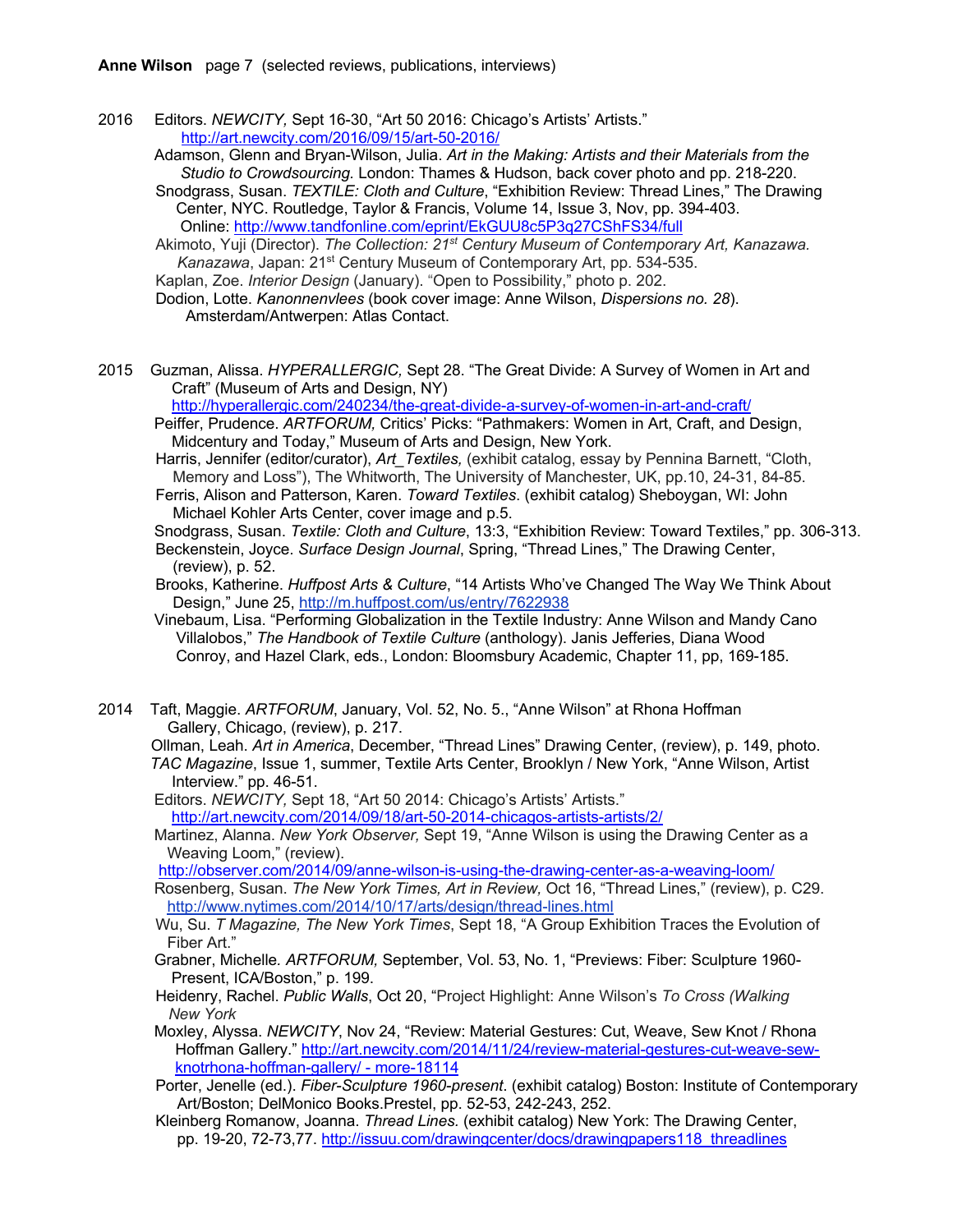2016 Editors. *NEWCITY,* Sept 16-30, "Art 50 2016: Chicago's Artists' Artists." http://art.newcity.com/2016/09/15/art-50-2016/

Adamson, Glenn and Bryan-Wilson, Julia. *Art in the Making: Artists and their Materials from the Studio to Crowdsourcing.* London: Thames & Hudson, back cover photo and pp. 218-220.

Snodgrass, Susan. *TEXTILE: Cloth and Culture*, "Exhibition Review: Thread Lines," The Drawing Center, NYC. Routledge, Taylor & Francis, Volume 14, Issue 3, Nov, pp. 394-403. Online: http://www.tandfonline.com/eprint/EkGUU8c5P3q27CShFS34/full

Akimoto, Yuji (Director). *The Collection: 21st Century Museum of Contemporary Art, Kanazawa. Kanazawa*, Japan: 21st Century Museum of Contemporary Art, pp. 534-535.

Kaplan, Zoe. *Interior Design* (January). "Open to Possibility," photo p. 202.

Dodion, Lotte. *Kanonnenvlees* (book cover image: Anne Wilson, *Dispersions no. 28*). Amsterdam/Antwerpen: Atlas Contact.

2015 Guzman, Alissa. *HYPERALLERGIC,* Sept 28. "The Great Divide: A Survey of Women in Art and Craft" (Museum of Arts and Design, NY) http://hyperallergic.com/240234/the-great-divide-a-survey-of-women-in-art-and-craft/

Peiffer, Prudence. *ARTFORUM,* Critics' Picks: "Pathmakers: Women in Art, Craft, and Design, Midcentury and Today," Museum of Arts and Design, New York.

Harris, Jennifer (editor/curator), *Art_Textiles,* (exhibit catalog, essay by Pennina Barnett, "Cloth, Memory and Loss"), The Whitworth, The University of Manchester, UK, pp.10, 24-31, 84-85.

Ferris, Alison and Patterson, Karen. *Toward Textiles*. (exhibit catalog) Sheboygan, WI: John Michael Kohler Arts Center, cover image and p.5.

Snodgrass, Susan. *Textile: Cloth and Culture*, 13:3, "Exhibition Review: Toward Textiles," pp. 306-313.

Beckenstein, Joyce. *Surface Design Journal*, Spring, "Thread Lines," The Drawing Center, (review), p. 52.

Brooks, Katherine. *Huffpost Arts & Culture*, "14 Artists Who've Changed The Way We Think About Design," June 25, http://m.huffpost.com/us/entry/7622938

Vinebaum, Lisa. "Performing Globalization in the Textile Industry: Anne Wilson and Mandy Cano Villalobos," *The Handbook of Textile Culture* (anthology). Janis Jefferies, Diana Wood Conroy, and Hazel Clark, eds., London: Bloomsbury Academic, Chapter 11, pp, 169-185.

2014 Taft, Maggie. *ARTFORUM*, January, Vol. 52, No. 5., "Anne Wilson" at Rhona Hoffman Gallery, Chicago, (review), p. 217.

Ollman, Leah. *Art in America*, December, "Thread Lines" Drawing Center, (review), p. 149, photo.

*TAC Magazine*, Issue 1, summer, Textile Arts Center, Brooklyn / New York, "Anne Wilson, Artist Interview." pp. 46-51.

Editors. *NEWCITY,* Sept 18, "Art 50 2014: Chicago's Artists' Artists." http://art.newcity.com/2014/09/18/art-50-2014-chicagos-artists-artists/2/

Martinez, Alanna. *New York Observer,* Sept 19, "Anne Wilson is using the Drawing Center as a Weaving Loom," (review). http://observer.com/2014/09/anne-wilson-is-using-the-drawing-center-as-a-weaving-loom/

Rosenberg, Susan. *The New York Times, Art in Review,* Oct 16, "Thread Lines," (review), p. C29. http://www.nytimes.com/2014/10/17/arts/design/thread-lines.html

Wu, Su. *T Magazine, The New York Times*, Sept 18, "A Group Exhibition Traces the Evolution of Fiber Art."

Grabner, Michelle. *ARTFORUM,* September, Vol. 53, No. 1, "Previews: Fiber: Sculpture 1960-Present, ICA/Boston," p. 199.

Heidenry, Rachel. *Public Walls*, Oct 20, "Project Highlight: Anne Wilson's *To Cross (Walking New York*

Moxley, Alyssa. *NEWCITY*, Nov 24, "Review: Material Gestures: Cut, Weave, Sew Knot / Rhona Hoffman Gallery." http://art.newcity.com/2014/11/24/review-material-gestures-cut-weave-sew-knotrhona-hoffman-gallery/ - more-18114

Porter, Jenelle (ed.). *Fiber-Sculpture 1960-present*. (exhibit catalog) Boston: Institute of Contemporary Art/Boston; DelMonico Books.Prestel, pp. 52-53, 242-243, 252.

Kleinberg Romanow, Joanna. *Thread Lines.* (exhibit catalog) New York: The Drawing Center, pp. 19-20, 72-73,77. http://issuu.com/drawingcenter/docs/drawingpapers118_threadlines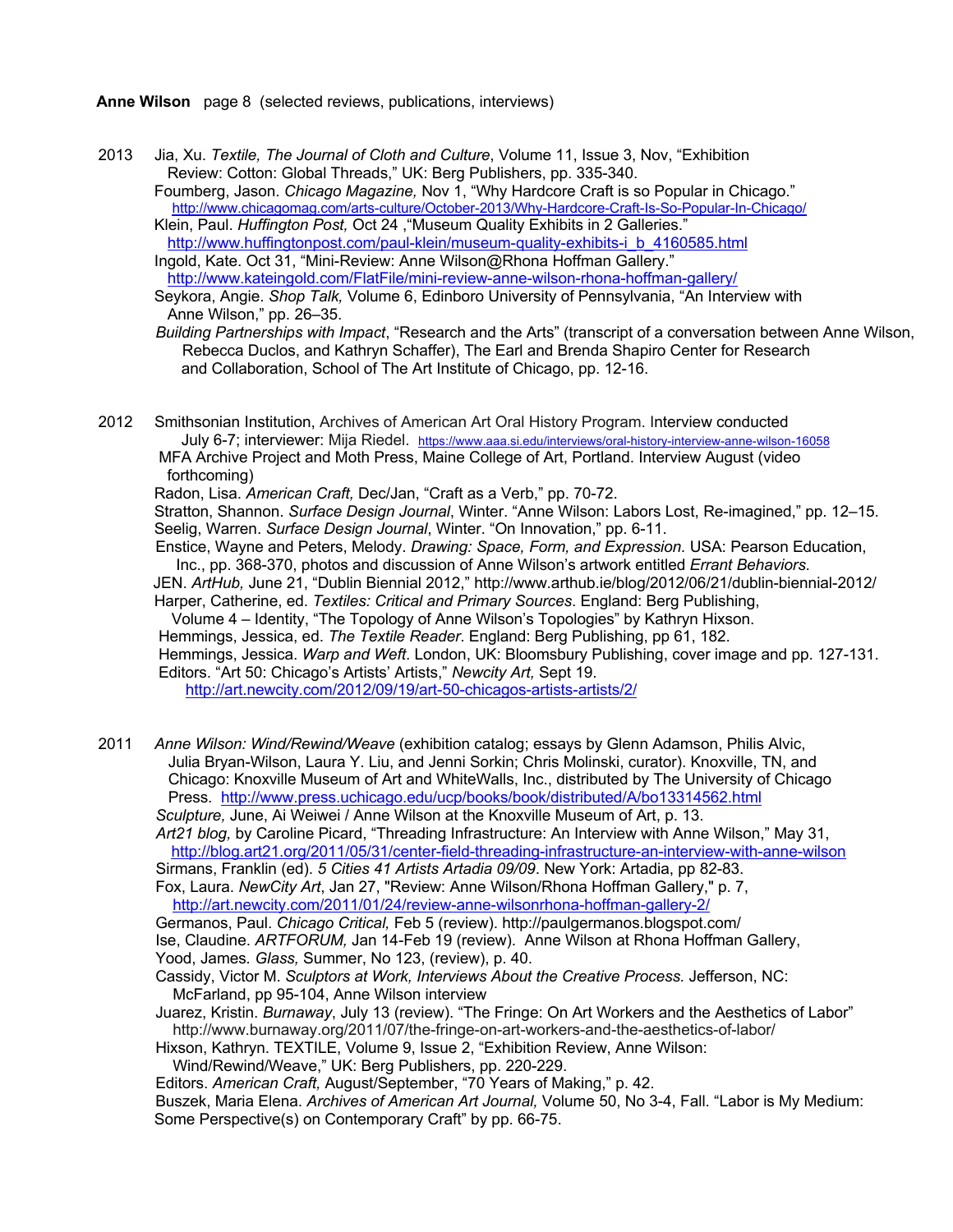**Anne Wilson** page 8 (selected reviews, publications, interviews)

**2013**

Jia, Xu. *Textile, The Journal of Cloth and Culture*, Volume 11, Issue 3, Nov, "Exhibition Review: Cotton: Global Threads," UK: Berg Publishers, pp. 335-340.

Foumberg, Jason. *Chicago Magazine,* Nov 1, "Why Hardcore Craft is so Popular in Chicago." http://www.chicagomag.com/arts-culture/October-2013/Why-Hardcore-Craft-Is-So-Popular-In-Chicago/

Klein, Paul. *Huffington Post,* Oct 24 ,"Museum Quality Exhibits in 2 Galleries." http://www.huffingtonpost.com/paul-klein/museum-quality-exhibits-i_b_4160585.html

Ingold, Kate. Oct 31, "Mini-Review: Anne Wilson@Rhona Hoffman Gallery." http://www.kateingold.com/FlatFile/mini-review-anne-wilson-rhona-hoffman-gallery/

Seykora, Angie. *Shop Talk,* Volume 6, Edinboro University of Pennsylvania, "An Interview with Anne Wilson," pp. 26–35.

*Building Partnerships with Impact*, "Research and the Arts" (transcript of a conversation between Anne Wilson, Rebecca Duclos, and Kathryn Schaffer), The Earl and Brenda Shapiro Center for Research and Collaboration, School of The Art Institute of Chicago, pp. 12-16.

**2012**

Smithsonian Institution, Archives of American Art Oral History Program. Interview conducted July 6-7; interviewer: Mija Riedel. https://www.aaa.si.edu/interviews/oral-history-interview-anne-wilson-16058

MFA Archive Project and Moth Press, Maine College of Art, Portland. Interview August (video forthcoming)

Radon, Lisa. *American Craft,* Dec/Jan, "Craft as a Verb," pp. 70-72.

Stratton, Shannon. *Surface Design Journal*, Winter. "Anne Wilson: Labors Lost, Re-imagined," pp. 12–15.

Seelig, Warren. *Surface Design Journal*, Winter. "On Innovation," pp. 6-11.

Enstice, Wayne and Peters, Melody. *Drawing: Space, Form, and Expression.* USA: Pearson Education, Inc., pp. 368-370, photos and discussion of Anne Wilson's artwork entitled *Errant Behaviors*.

JEN. *ArtHub,* June 21, "Dublin Biennial 2012," http://www.arthub.ie/blog/2012/06/21/dublin-biennial-2012/

Harper, Catherine, ed. *Textiles: Critical and Primary Sources*. England: Berg Publishing, Volume 4 – Identity, "The Topology of Anne Wilson's Topologies" by Kathryn Hixson.

Hemmings, Jessica, ed. *The Textile Reader*. England: Berg Publishing, pp 61, 182.

Hemmings, Jessica. *Warp and Weft*. London, UK: Bloomsbury Publishing, cover image and pp. 127-131.

Editors. "Art 50: Chicago's Artists' Artists," *Newcity Art,* Sept 19. http://art.newcity.com/2012/09/19/art-50-chicagos-artists-artists/2/

**2011**

*Anne Wilson: Wind/Rewind/Weave* (exhibition catalog; essays by Glenn Adamson, Philis Alvic, Julia Bryan-Wilson, Laura Y. Liu, and Jenni Sorkin; Chris Molinski, curator). Knoxville, TN, and Chicago: Knoxville Museum of Art and WhiteWalls, Inc., distributed by The University of Chicago Press. http://www.press.uchicago.edu/ucp/books/book/distributed/A/bo13314562.html

*Sculpture,* June, Ai Weiwei / Anne Wilson at the Knoxville Museum of Art, p. 13.

*Art21 blog,* by Caroline Picard, "Threading Infrastructure: An Interview with Anne Wilson," May 31, http://blog.art21.org/2011/05/31/center-field-threading-infrastructure-an-interview-with-anne-wilson

Sirmans, Franklin (ed). *5 Cities 41 Artists Artadia 09/09*. New York: Artadia, pp 82-83.

Fox, Laura. *NewCity Art*, Jan 27, "Review: Anne Wilson/Rhona Hoffman Gallery," p. 7, http://art.newcity.com/2011/01/24/review-anne-wilsonrhona-hoffman-gallery-2/

Germanos, Paul. *Chicago Critical,* Feb 5 (review). http://paulgermanos.blogspot.com/

Ise, Claudine. *ARTFORUM,* Jan 14-Feb 19 (review). Anne Wilson at Rhona Hoffman Gallery,

Yood, James. *Glass,* Summer, No 123, (review), p. 40.

Cassidy, Victor M. *Sculptors at Work, Interviews About the Creative Process.* Jefferson, NC: McFarland, pp 95-104, Anne Wilson interview

Juarez, Kristin. *Burnaway*, July 13 (review). "The Fringe: On Art Workers and the Aesthetics of Labor" http://www.burnaway.org/2011/07/the-fringe-on-art-workers-and-the-aesthetics-of-labor/

Hixson, Kathryn. TEXTILE, Volume 9, Issue 2, "Exhibition Review, Anne Wilson: Wind/Rewind/Weave," UK: Berg Publishers, pp. 220-229.

Editors. *American Craft,* August/September, "70 Years of Making," p. 42.

Buszek, Maria Elena. *Archives of American Art Journal,* Volume 50, No 3-4, Fall. "Labor is My Medium: Some Perspective(s) on Contemporary Craft" by pp. 66-75.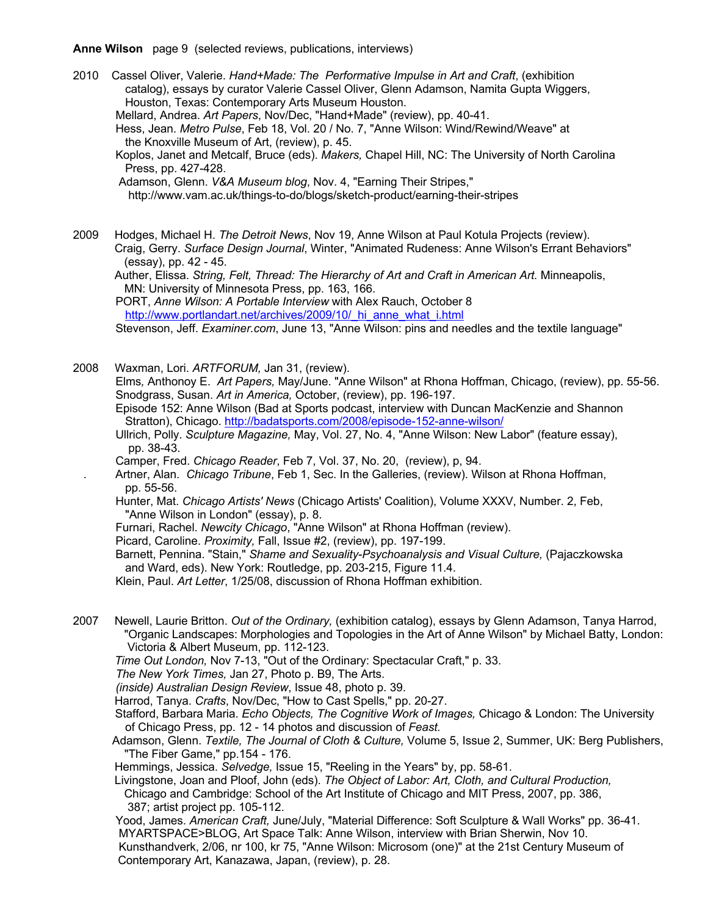**Anne Wilson** page 9 (selected reviews, publications, interviews)

2010 Cassel Oliver, Valerie. *Hand+Made: The Performative Impulse in Art and Craft*, (exhibition catalog), essays by curator Valerie Cassel Oliver, Glenn Adamson, Namita Gupta Wiggers, Houston, Texas: Contemporary Arts Museum Houston.
Mellard, Andrea. *Art Papers*, Nov/Dec, "Hand+Made" (review), pp. 40-41.
Hess, Jean. *Metro Pulse*, Feb 18, Vol. 20 / No. 7, "Anne Wilson: Wind/Rewind/Weave" at the Knoxville Museum of Art, (review), p. 45.
Koplos, Janet and Metcalf, Bruce (eds). *Makers,* Chapel Hill, NC: The University of North Carolina Press, pp. 427-428.
Adamson, Glenn. *V&A Museum blog*, Nov. 4, "Earning Their Stripes," http://www.vam.ac.uk/things-to-do/blogs/sketch-product/earning-their-stripes

2009 Hodges, Michael H. *The Detroit News*, Nov 19, Anne Wilson at Paul Kotula Projects (review).
Craig, Gerry. *Surface Design Journal*, Winter, "Animated Rudeness: Anne Wilson's Errant Behaviors" (essay), pp. 42 - 45.
Auther, Elissa. *String, Felt, Thread: The Hierarchy of Art and Craft in American Art.* Minneapolis, MN: University of Minnesota Press, pp. 163, 166.
PORT, *Anne Wilson: A Portable Interview* with Alex Rauch, October 8 http://www.portlandart.net/archives/2009/10/_hi_anne_what_i.html
Stevenson, Jeff. *Examiner.com*, June 13, "Anne Wilson: pins and needles and the textile language"

2008 Waxman, Lori. *ARTFORUM,* Jan 31, (review).
Elms, Anthonoy E. *Art Papers,* May/June. "Anne Wilson" at Rhona Hoffman, Chicago, (review), pp. 55-56.
Snodgrass, Susan. *Art in America,* October, (review), pp. 196-197.
Episode 152: Anne Wilson (Bad at Sports podcast, interview with Duncan MacKenzie and Shannon Stratton), Chicago. http://badatsports.com/2008/episode-152-anne-wilson/
Ullrich, Polly. *Sculpture Magazine,* May, Vol. 27, No. 4, "Anne Wilson: New Labor" (feature essay), pp. 38-43.
Camper, Fred. *Chicago Reader*, Feb 7, Vol. 37, No. 20, (review), p, 94.
Artner, Alan. *Chicago Tribune*, Feb 1, Sec. In the Galleries, (review). Wilson at Rhona Hoffman, pp. 55-56.
Hunter, Mat. *Chicago Artists' News* (Chicago Artists' Coalition), Volume XXXV, Number. 2, Feb, "Anne Wilson in London" (essay), p. 8.
Furnari, Rachel. *Newcity Chicago*, "Anne Wilson" at Rhona Hoffman (review).
Picard, Caroline. *Proximity,* Fall, Issue #2, (review), pp. 197-199.
Barnett, Pennina. "Stain," *Shame and Sexuality-Psychoanalysis and Visual Culture,* (Pajaczkowska and Ward, eds). New York: Routledge, pp. 203-215, Figure 11.4.
Klein, Paul. *Art Letter*, 1/25/08, discussion of Rhona Hoffman exhibition.

2007 Newell, Laurie Britton. *Out of the Ordinary,* (exhibition catalog), essays by Glenn Adamson, Tanya Harrod, "Organic Landscapes: Morphologies and Topologies in the Art of Anne Wilson" by Michael Batty, London: Victoria & Albert Museum, pp. 112-123.
*Time Out London,* Nov 7-13, "Out of the Ordinary: Spectacular Craft," p. 33.
*The New York Times,* Jan 27, Photo p. B9, The Arts.
*(inside) Australian Design Review*, Issue 48, photo p. 39.
Harrod, Tanya. *Crafts*, Nov/Dec, "How to Cast Spells," pp. 20-27.
Stafford, Barbara Maria. *Echo Objects, The Cognitive Work of Images,* Chicago & London: The University of Chicago Press, pp. 12 - 14 photos and discussion of *Feast.*
Adamson, Glenn. *Textile, The Journal of Cloth & Culture,* Volume 5, Issue 2, Summer, UK: Berg Publishers, "The Fiber Game," pp.154 - 176.
Hemmings, Jessica. *Selvedge,* Issue 15, "Reeling in the Years" by, pp. 58-61.
Livingstone, Joan and Ploof, John (eds). *The Object of Labor: Art, Cloth, and Cultural Production,* Chicago and Cambridge: School of the Art Institute of Chicago and MIT Press, 2007, pp. 386, 387; artist project pp. 105-112.
Yood, James. *American Craft,* June/July, "Material Difference: Soft Sculpture & Wall Works" pp. 36-41.
MYARTSPACE>BLOG, Art Space Talk: Anne Wilson, interview with Brian Sherwin, Nov 10.
Kunsthandverk, 2/06, nr 100, kr 75, "Anne Wilson: Microsom (one)" at the 21st Century Museum of Contemporary Art, Kanazawa, Japan, (review), p. 28.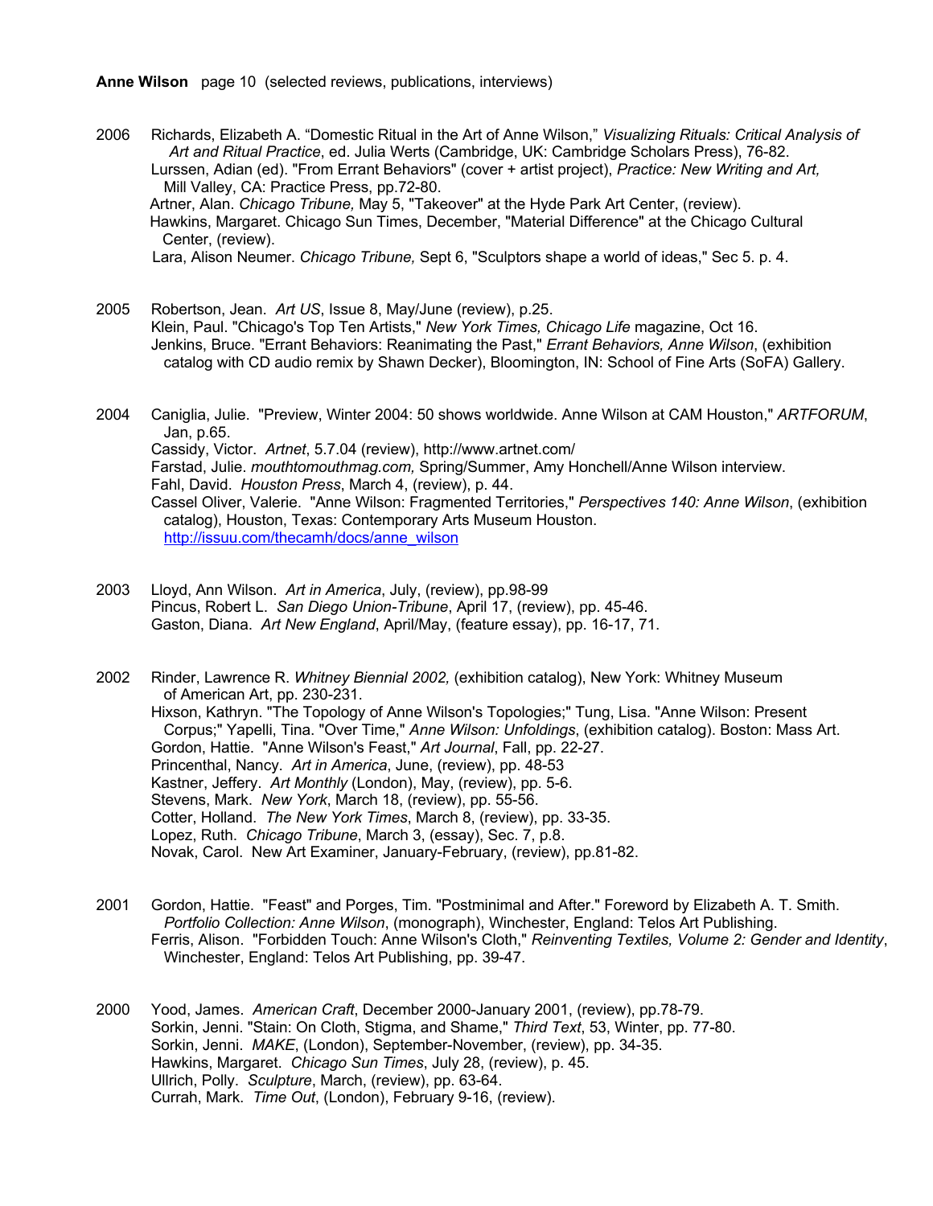**Anne Wilson** page 10 (selected reviews, publications, interviews)

2006 Richards, Elizabeth A. "Domestic Ritual in the Art of Anne Wilson," *Visualizing Rituals: Critical Analysis of Art and Ritual Practice*, ed. Julia Werts (Cambridge, UK: Cambridge Scholars Press), 76-82.
Lurssen, Adian (ed). "From Errant Behaviors" (cover + artist project), *Practice: New Writing and Art,* Mill Valley, CA: Practice Press, pp.72-80.
Artner, Alan. *Chicago Tribune,* May 5, "Takeover" at the Hyde Park Art Center, (review).
Hawkins, Margaret. Chicago Sun Times, December, "Material Difference" at the Chicago Cultural Center, (review).
Lara, Alison Neumer. *Chicago Tribune,* Sept 6, "Sculptors shape a world of ideas," Sec 5. p. 4.

2005 Robertson, Jean. *Art US*, Issue 8, May/June (review), p.25.
Klein, Paul. "Chicago's Top Ten Artists," *New York Times, Chicago Life* magazine, Oct 16.
Jenkins, Bruce. "Errant Behaviors: Reanimating the Past," *Errant Behaviors, Anne Wilson*, (exhibition catalog with CD audio remix by Shawn Decker), Bloomington, IN: School of Fine Arts (SoFA) Gallery.

2004 Caniglia, Julie. "Preview, Winter 2004: 50 shows worldwide. Anne Wilson at CAM Houston," *ARTFORUM*, Jan, p.65.
Cassidy, Victor. *Artnet*, 5.7.04 (review), http://www.artnet.com/
Farstad, Julie. *mouthtomouthmag.com,* Spring/Summer, Amy Honchell/Anne Wilson interview.
Fahl, David. *Houston Press*, March 4, (review), p. 44.
Cassel Oliver, Valerie. "Anne Wilson: Fragmented Territories," *Perspectives 140: Anne Wilson*, (exhibition catalog), Houston, Texas: Contemporary Arts Museum Houston. http://issuu.com/thecamh/docs/anne_wilson

2003 Lloyd, Ann Wilson. *Art in America*, July, (review), pp.98-99
Pincus, Robert L. *San Diego Union-Tribune*, April 17, (review), pp. 45-46.
Gaston, Diana. *Art New England*, April/May, (feature essay), pp. 16-17, 71.

2002 Rinder, Lawrence R. *Whitney Biennial 2002,* (exhibition catalog), New York: Whitney Museum of American Art, pp. 230-231.
Hixson, Kathryn. "The Topology of Anne Wilson's Topologies;" Tung, Lisa. "Anne Wilson: Present Corpus;" Yapelli, Tina. "Over Time," *Anne Wilson: Unfoldings*, (exhibition catalog). Boston: Mass Art.
Gordon, Hattie. "Anne Wilson's Feast," *Art Journal*, Fall, pp. 22-27.
Princenthal, Nancy. *Art in America*, June, (review), pp. 48-53
Kastner, Jeffery. *Art Monthly* (London), May, (review), pp. 5-6.
Stevens, Mark. *New York*, March 18, (review), pp. 55-56.
Cotter, Holland. *The New York Times*, March 8, (review), pp. 33-35.
Lopez, Ruth. *Chicago Tribune*, March 3, (essay), Sec. 7, p.8.
Novak, Carol. New Art Examiner, January-February, (review), pp.81-82.

2001 Gordon, Hattie. "Feast" and Porges, Tim. "Postminimal and After." Foreword by Elizabeth A. T. Smith. *Portfolio Collection: Anne Wilson*, (monograph), Winchester, England: Telos Art Publishing.
Ferris, Alison. "Forbidden Touch: Anne Wilson's Cloth," *Reinventing Textiles, Volume 2: Gender and Identity*, Winchester, England: Telos Art Publishing, pp. 39-47.

2000 Yood, James. *American Craft*, December 2000-January 2001, (review), pp.78-79.
Sorkin, Jenni. "Stain: On Cloth, Stigma, and Shame," *Third Text*, 53, Winter, pp. 77-80.
Sorkin, Jenni. *MAKE*, (London), September-November, (review), pp. 34-35.
Hawkins, Margaret. *Chicago Sun Times*, July 28, (review), p. 45.
Ullrich, Polly. *Sculpture*, March, (review), pp. 63-64.
Currah, Mark. *Time Out*, (London), February 9-16, (review).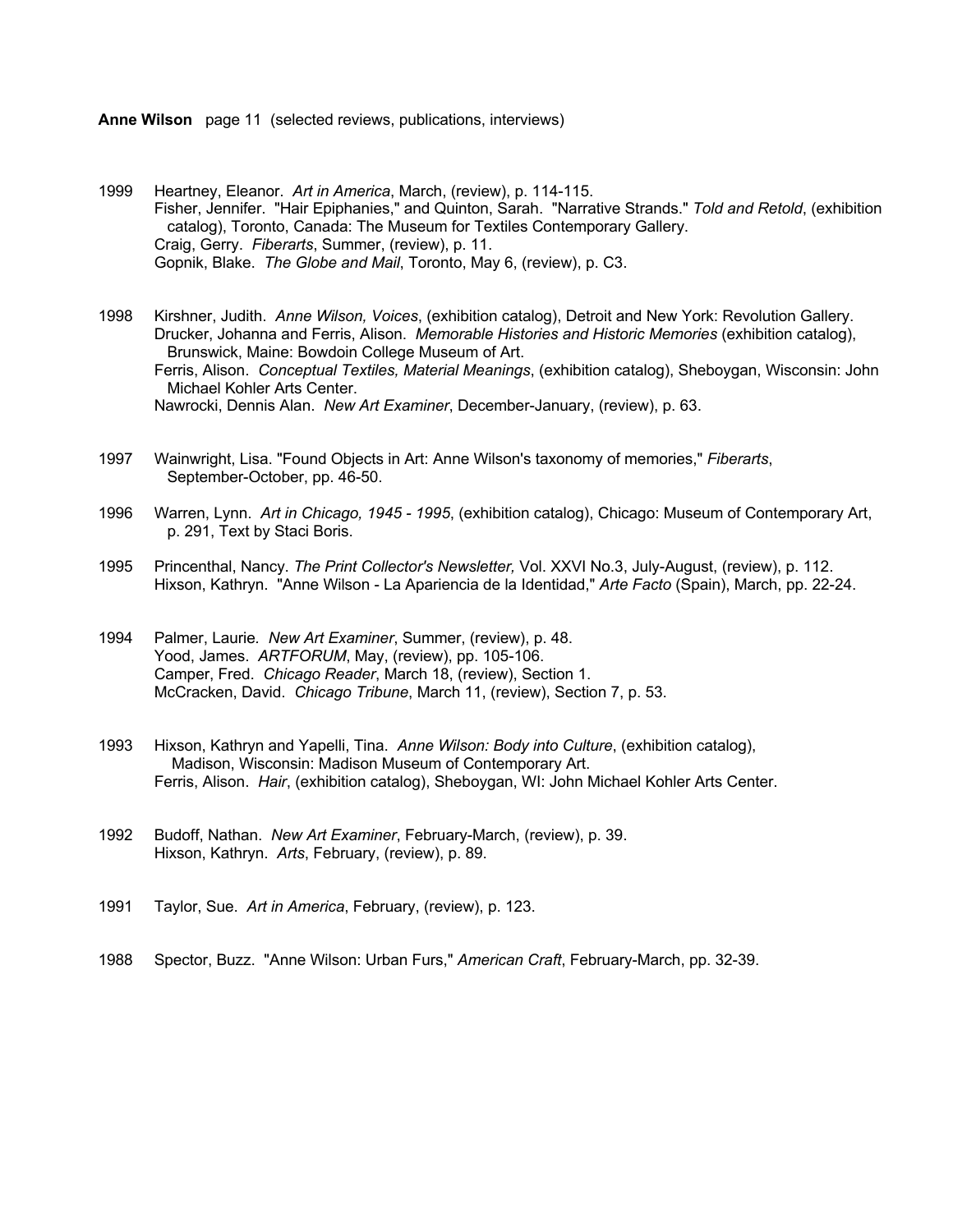1999 Heartney, Eleanor. *Art in America*, March, (review), p. 114-115.
Fisher, Jennifer. "Hair Epiphanies," and Quinton, Sarah. "Narrative Strands." *Told and Retold*, (exhibition catalog), Toronto, Canada: The Museum for Textiles Contemporary Gallery.
Craig, Gerry. *Fiberarts*, Summer, (review), p. 11.
Gopnik, Blake. *The Globe and Mail*, Toronto, May 6, (review), p. C3.

1998 Kirshner, Judith. *Anne Wilson, Voices*, (exhibition catalog), Detroit and New York: Revolution Gallery.
Drucker, Johanna and Ferris, Alison. *Memorable Histories and Historic Memories* (exhibition catalog), Brunswick, Maine: Bowdoin College Museum of Art.
Ferris, Alison. *Conceptual Textiles, Material Meanings*, (exhibition catalog), Sheboygan, Wisconsin: John Michael Kohler Arts Center.
Nawrocki, Dennis Alan. *New Art Examiner*, December-January, (review), p. 63.

1997 Wainwright, Lisa. "Found Objects in Art: Anne Wilson's taxonomy of memories," *Fiberarts*, September-October, pp. 46-50.

1996 Warren, Lynn. *Art in Chicago, 1945 - 1995*, (exhibition catalog), Chicago: Museum of Contemporary Art, p. 291, Text by Staci Boris.

1995 Princenthal, Nancy. *The Print Collector's Newsletter,* Vol. XXVI No.3, July-August, (review), p. 112.
Hixson, Kathryn. "Anne Wilson - La Apariencia de la Identidad," *Arte Facto* (Spain), March, pp. 22-24.

1994 Palmer, Laurie. *New Art Examiner*, Summer, (review), p. 48.
Yood, James. *ARTFORUM*, May, (review), pp. 105-106.
Camper, Fred. *Chicago Reader*, March 18, (review), Section 1.
McCracken, David. *Chicago Tribune*, March 11, (review), Section 7, p. 53.

1993 Hixson, Kathryn and Yapelli, Tina. *Anne Wilson: Body into Culture*, (exhibition catalog), Madison, Wisconsin: Madison Museum of Contemporary Art.
Ferris, Alison. *Hair*, (exhibition catalog), Sheboygan, WI: John Michael Kohler Arts Center.

1992 Budoff, Nathan. *New Art Examiner*, February-March, (review), p. 39.
Hixson, Kathryn. *Arts*, February, (review), p. 89.

1991 Taylor, Sue. *Art in America*, February, (review), p. 123.

1988 Spector, Buzz. "Anne Wilson: Urban Furs," *American Craft*, February-March, pp. 32-39.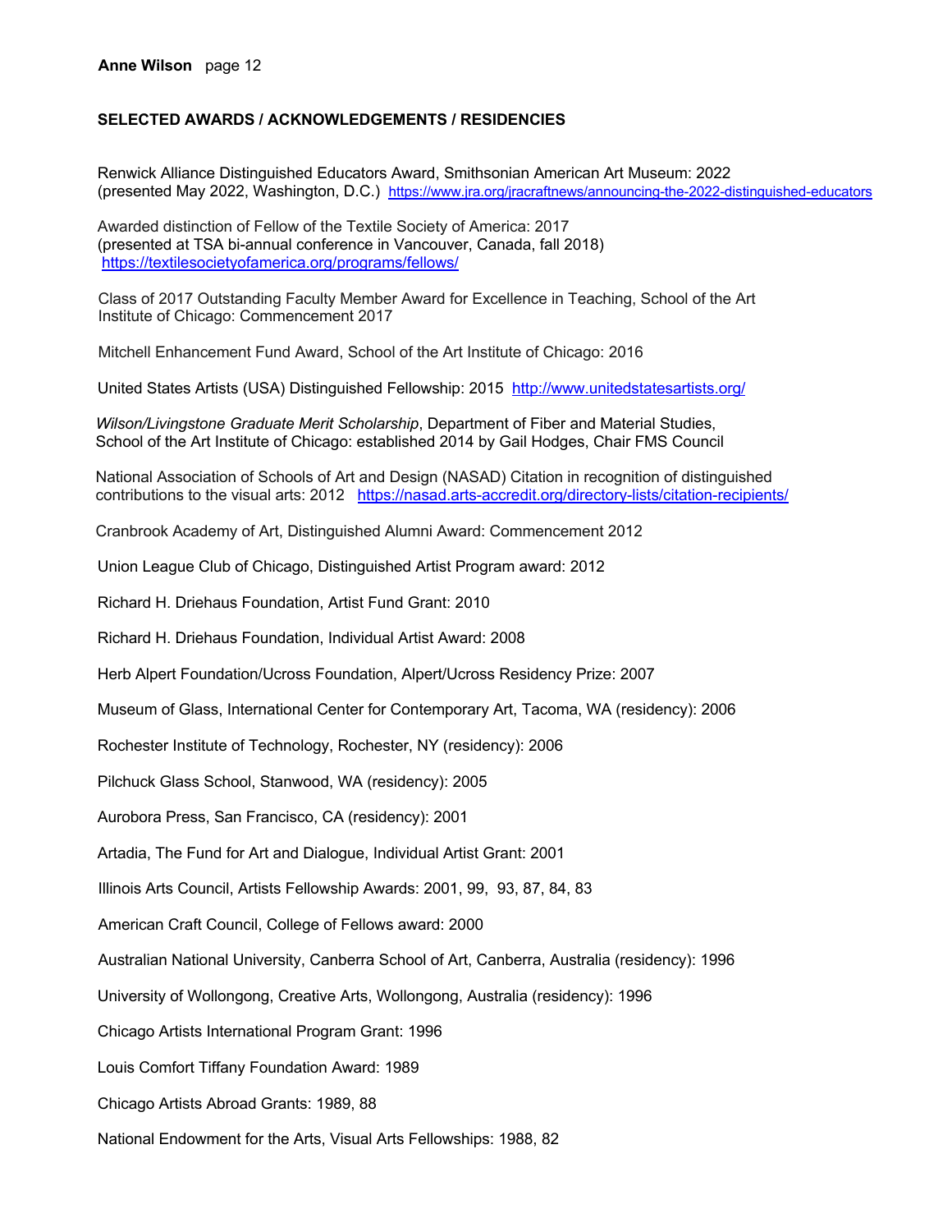**SELECTED AWARDS / ACKNOWLEDGEMENTS / RESIDENCIES**

Renwick Alliance Distinguished Educators Award, Smithsonian American Art Museum: 2022
(presented May 2022, Washington, D.C.) https://www.jra.org/jracraftnews/announcing-the-2022-distinguished-educators

Awarded distinction of Fellow of the Textile Society of America: 2017
(presented at TSA bi-annual conference in Vancouver, Canada, fall 2018)
https://textilesocietyofamerica.org/programs/fellows/

Class of 2017 Outstanding Faculty Member Award for Excellence in Teaching, School of the Art Institute of Chicago: Commencement 2017

Mitchell Enhancement Fund Award, School of the Art Institute of Chicago: 2016

United States Artists (USA) Distinguished Fellowship: 2015 http://www.unitedstatesartists.org/

*Wilson/Livingstone Graduate Merit Scholarship*, Department of Fiber and Material Studies, School of the Art Institute of Chicago: established 2014 by Gail Hodges, Chair FMS Council

National Association of Schools of Art and Design (NASAD) Citation in recognition of distinguished contributions to the visual arts: 2012 https://nasad.arts-accredit.org/directory-lists/citation-recipients/

Cranbrook Academy of Art, Distinguished Alumni Award: Commencement 2012

Union League Club of Chicago, Distinguished Artist Program award: 2012

Richard H. Driehaus Foundation, Artist Fund Grant: 2010

Richard H. Driehaus Foundation, Individual Artist Award: 2008

Herb Alpert Foundation/Ucross Foundation, Alpert/Ucross Residency Prize: 2007

Museum of Glass, International Center for Contemporary Art, Tacoma, WA (residency): 2006

Rochester Institute of Technology, Rochester, NY (residency): 2006

Pilchuck Glass School, Stanwood, WA (residency): 2005

Aurobora Press, San Francisco, CA (residency): 2001

Artadia, The Fund for Art and Dialogue, Individual Artist Grant: 2001

Illinois Arts Council, Artists Fellowship Awards: 2001, 99, 93, 87, 84, 83

American Craft Council, College of Fellows award: 2000

Australian National University, Canberra School of Art, Canberra, Australia (residency): 1996

University of Wollongong, Creative Arts, Wollongong, Australia (residency): 1996

Chicago Artists International Program Grant: 1996

Louis Comfort Tiffany Foundation Award: 1989

Chicago Artists Abroad Grants: 1989, 88

National Endowment for the Arts, Visual Arts Fellowships: 1988, 82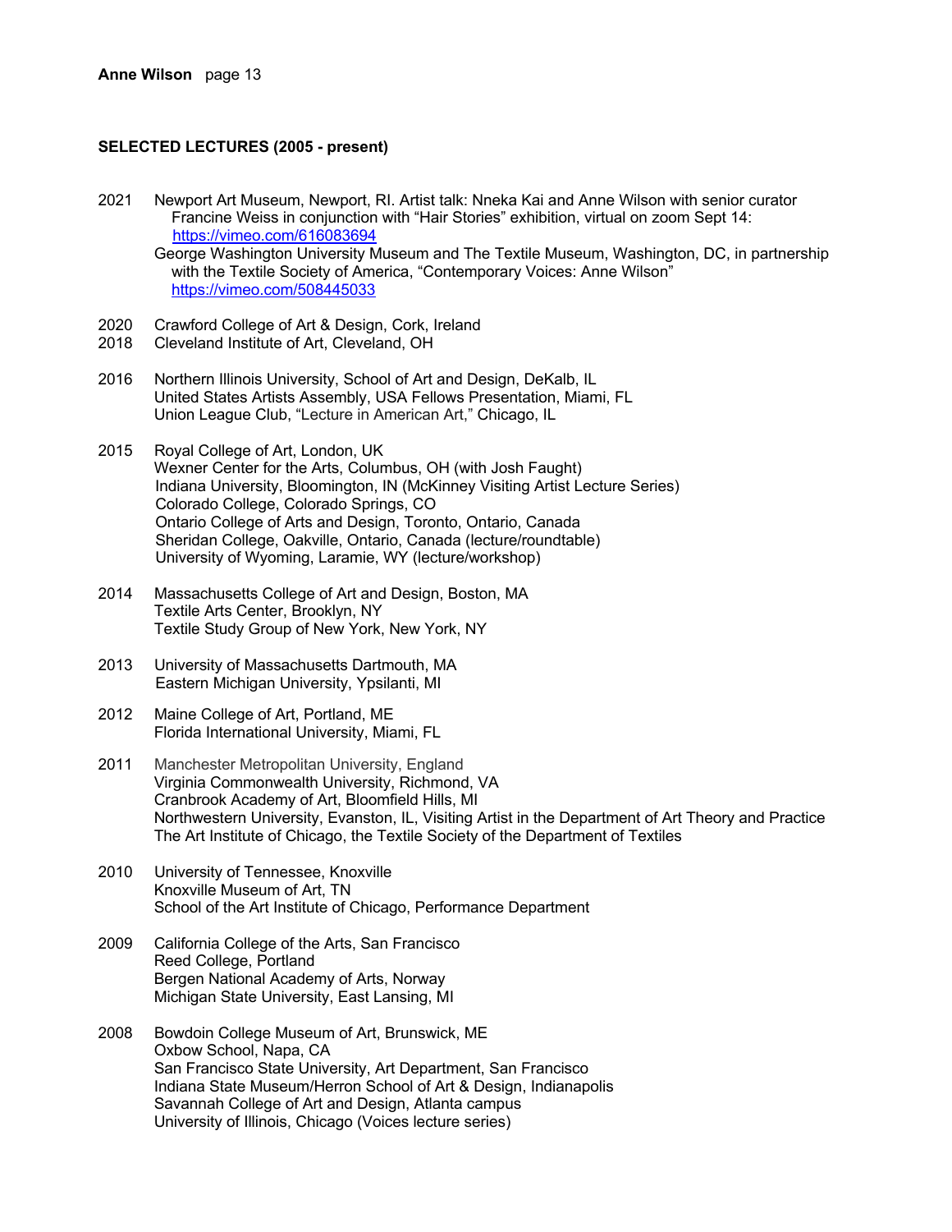## SELECTED LECTURES (2005 - present)

2021 Newport Art Museum, Newport, RI. Artist talk: Nneka Kai and Anne Wilson with senior curator Francine Weiss in conjunction with "Hair Stories" exhibition, virtual on zoom Sept 14: https://vimeo.com/616083694
George Washington University Museum and The Textile Museum, Washington, DC, in partnership with the Textile Society of America, "Contemporary Voices: Anne Wilson" https://vimeo.com/508445033

2020 Crawford College of Art & Design, Cork, Ireland
2018 Cleveland Institute of Art, Cleveland, OH

2016 Northern Illinois University, School of Art and Design, DeKalb, IL
United States Artists Assembly, USA Fellows Presentation, Miami, FL
Union League Club, "Lecture in American Art," Chicago, IL

2015 Royal College of Art, London, UK
Wexner Center for the Arts, Columbus, OH (with Josh Faught)
Indiana University, Bloomington, IN (McKinney Visiting Artist Lecture Series)
Colorado College, Colorado Springs, CO
Ontario College of Arts and Design, Toronto, Ontario, Canada
Sheridan College, Oakville, Ontario, Canada (lecture/roundtable)
University of Wyoming, Laramie, WY (lecture/workshop)

2014 Massachusetts College of Art and Design, Boston, MA
Textile Arts Center, Brooklyn, NY
Textile Study Group of New York, New York, NY

2013 University of Massachusetts Dartmouth, MA
Eastern Michigan University, Ypsilanti, MI

2012 Maine College of Art, Portland, ME
Florida International University, Miami, FL

2011 Manchester Metropolitan University, England
Virginia Commonwealth University, Richmond, VA
Cranbrook Academy of Art, Bloomfield Hills, MI
Northwestern University, Evanston, IL, Visiting Artist in the Department of Art Theory and Practice
The Art Institute of Chicago, the Textile Society of the Department of Textiles

2010 University of Tennessee, Knoxville
Knoxville Museum of Art, TN
School of the Art Institute of Chicago, Performance Department

2009 California College of the Arts, San Francisco
Reed College, Portland
Bergen National Academy of Arts, Norway
Michigan State University, East Lansing, MI

2008 Bowdoin College Museum of Art, Brunswick, ME
Oxbow School, Napa, CA
San Francisco State University, Art Department, San Francisco
Indiana State Museum/Herron School of Art & Design, Indianapolis
Savannah College of Art and Design, Atlanta campus
University of Illinois, Chicago (Voices lecture series)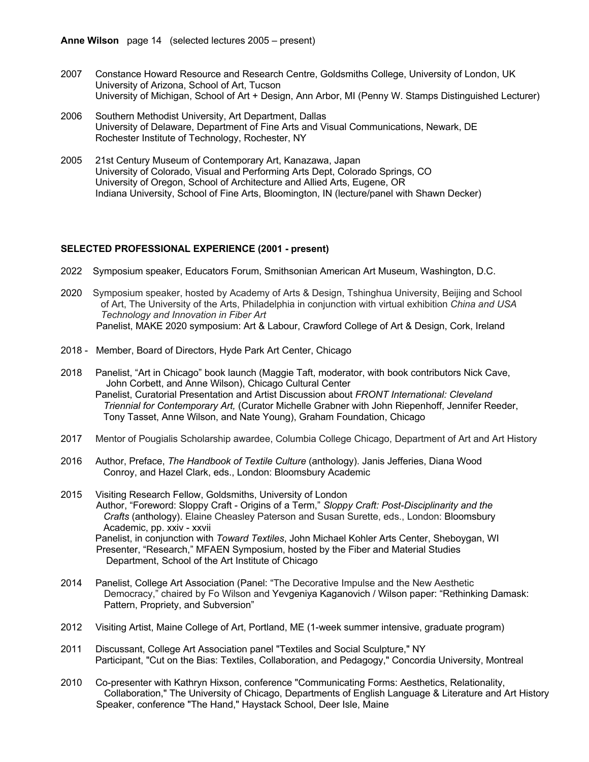2007 Constance Howard Resource and Research Centre, Goldsmiths College, University of London, UK
University of Arizona, School of Art, Tucson
University of Michigan, School of Art + Design, Ann Arbor, MI (Penny W. Stamps Distinguished Lecturer)

2006 Southern Methodist University, Art Department, Dallas
University of Delaware, Department of Fine Arts and Visual Communications, Newark, DE
Rochester Institute of Technology, Rochester, NY

2005 21st Century Museum of Contemporary Art, Kanazawa, Japan
University of Colorado, Visual and Performing Arts Dept, Colorado Springs, CO
University of Oregon, School of Architecture and Allied Arts, Eugene, OR
Indiana University, School of Fine Arts, Bloomington, IN (lecture/panel with Shawn Decker)

## SELECTED PROFESSIONAL EXPERIENCE (2001 - present)

2022 Symposium speaker, Educators Forum, Smithsonian American Art Museum, Washington, D.C.

2020 Symposium speaker, hosted by Academy of Arts & Design, Tshinghua University, Beijing and School of Art, The University of the Arts, Philadelphia in conjunction with virtual exhibition *China and USA Technology and Innovation in Fiber Art*
Panelist, MAKE 2020 symposium: Art & Labour, Crawford College of Art & Design, Cork, Ireland

2018 - Member, Board of Directors, Hyde Park Art Center, Chicago

2018 Panelist, "Art in Chicago" book launch (Maggie Taft, moderator, with book contributors Nick Cave, John Corbett, and Anne Wilson), Chicago Cultural Center
Panelist, Curatorial Presentation and Artist Discussion about *FRONT International: Cleveland Triennial for Contemporary Art,* (Curator Michelle Grabner with John Riepenhoff, Jennifer Reeder, Tony Tasset, Anne Wilson, and Nate Young), Graham Foundation, Chicago

2017 Mentor of Pougialis Scholarship awardee, Columbia College Chicago, Department of Art and Art History

2016 Author, Preface, *The Handbook of Textile Culture* (anthology). Janis Jefferies, Diana Wood Conroy, and Hazel Clark, eds., London: Bloomsbury Academic

2015 Visiting Research Fellow, Goldsmiths, University of London
Author, "Foreword: Sloppy Craft - Origins of a Term," *Sloppy Craft: Post-Disciplinarity and the Crafts* (anthology). Elaine Cheasley Paterson and Susan Surette, eds., London: Bloomsbury Academic, pp. xxiv - xxvii
Panelist, in conjunction with *Toward Textiles*, John Michael Kohler Arts Center, Sheboygan, WI
Presenter, "Research," MFAEN Symposium, hosted by the Fiber and Material Studies Department, School of the Art Institute of Chicago

2014 Panelist, College Art Association (Panel: "The Decorative Impulse and the New Aesthetic Democracy," chaired by Fo Wilson and Yevgeniya Kaganovich / Wilson paper: "Rethinking Damask: Pattern, Propriety, and Subversion"

2012 Visiting Artist, Maine College of Art, Portland, ME (1-week summer intensive, graduate program)

2011 Discussant, College Art Association panel "Textiles and Social Sculpture," NY
Participant, "Cut on the Bias: Textiles, Collaboration, and Pedagogy," Concordia University, Montreal

2010 Co-presenter with Kathryn Hixson, conference "Communicating Forms: Aesthetics, Relationality, Collaboration," The University of Chicago, Departments of English Language & Literature and Art History
Speaker, conference "The Hand," Haystack School, Deer Isle, Maine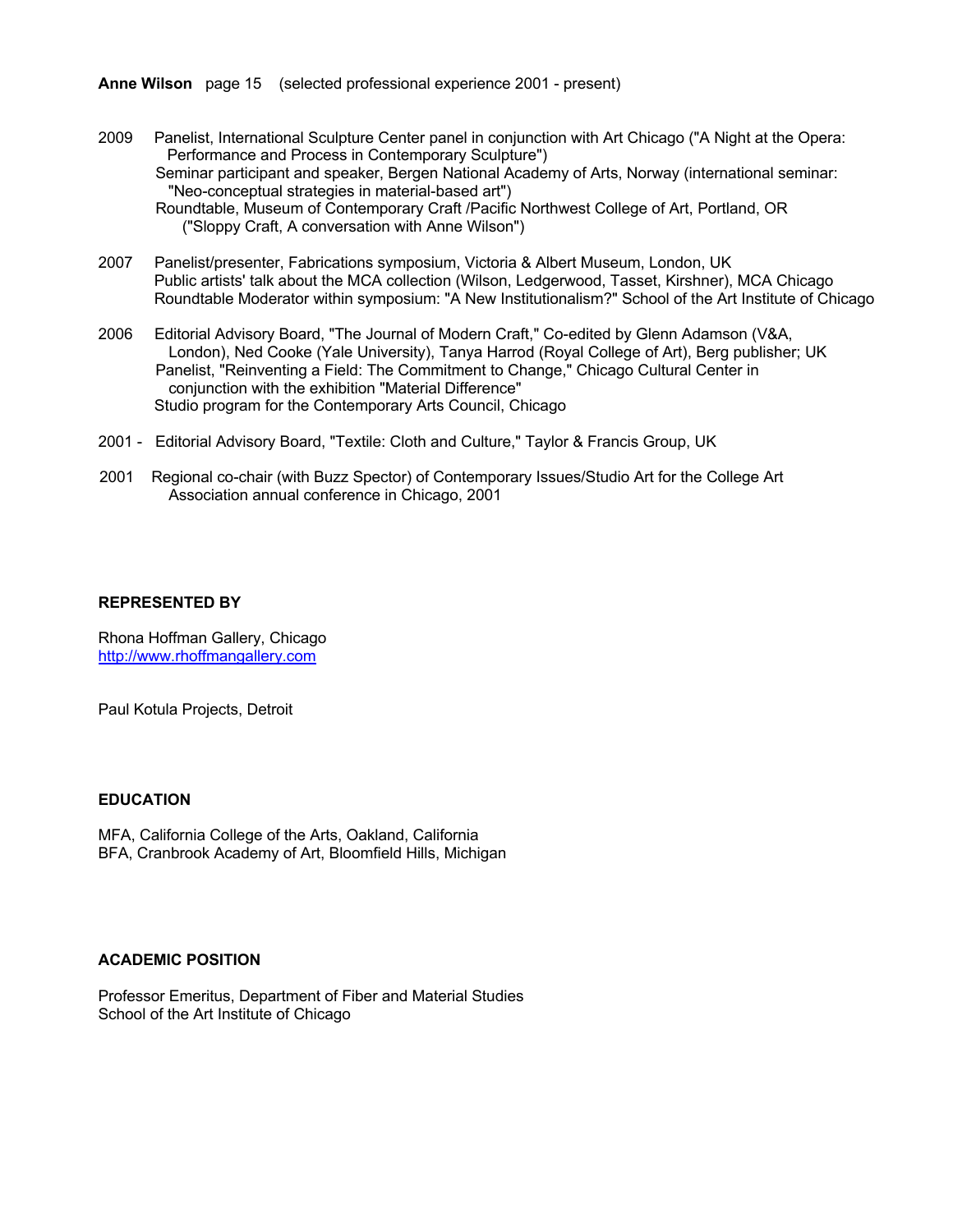2009 Panelist, International Sculpture Center panel in conjunction with Art Chicago ("A Night at the Opera: Performance and Process in Contemporary Sculpture")
Seminar participant and speaker, Bergen National Academy of Arts, Norway (international seminar: "Neo-conceptual strategies in material-based art")
Roundtable, Museum of Contemporary Craft /Pacific Northwest College of Art, Portland, OR ("Sloppy Craft, A conversation with Anne Wilson")

2007 Panelist/presenter, Fabrications symposium, Victoria & Albert Museum, London, UK
Public artists' talk about the MCA collection (Wilson, Ledgerwood, Tasset, Kirshner), MCA Chicago
Roundtable Moderator within symposium: "A New Institutionalism?" School of the Art Institute of Chicago

2006 Editorial Advisory Board, "The Journal of Modern Craft," Co-edited by Glenn Adamson (V&A, London), Ned Cooke (Yale University), Tanya Harrod (Royal College of Art), Berg publisher; UK
Panelist, "Reinventing a Field: The Commitment to Change," Chicago Cultural Center in conjunction with the exhibition "Material Difference"
Studio program for the Contemporary Arts Council, Chicago

2001 - Editorial Advisory Board, "Textile: Cloth and Culture," Taylor & Francis Group, UK

2001 Regional co-chair (with Buzz Spector) of Contemporary Issues/Studio Art for the College Art Association annual conference in Chicago, 2001

**REPRESENTED BY**

Rhona Hoffman Gallery, Chicago
http://www.rhoffmangallery.com

Paul Kotula Projects, Detroit

**EDUCATION**

MFA, California College of the Arts, Oakland, California
BFA, Cranbrook Academy of Art, Bloomfield Hills, Michigan

**ACADEMIC POSITION**

Professor Emeritus, Department of Fiber and Material Studies
School of the Art Institute of Chicago